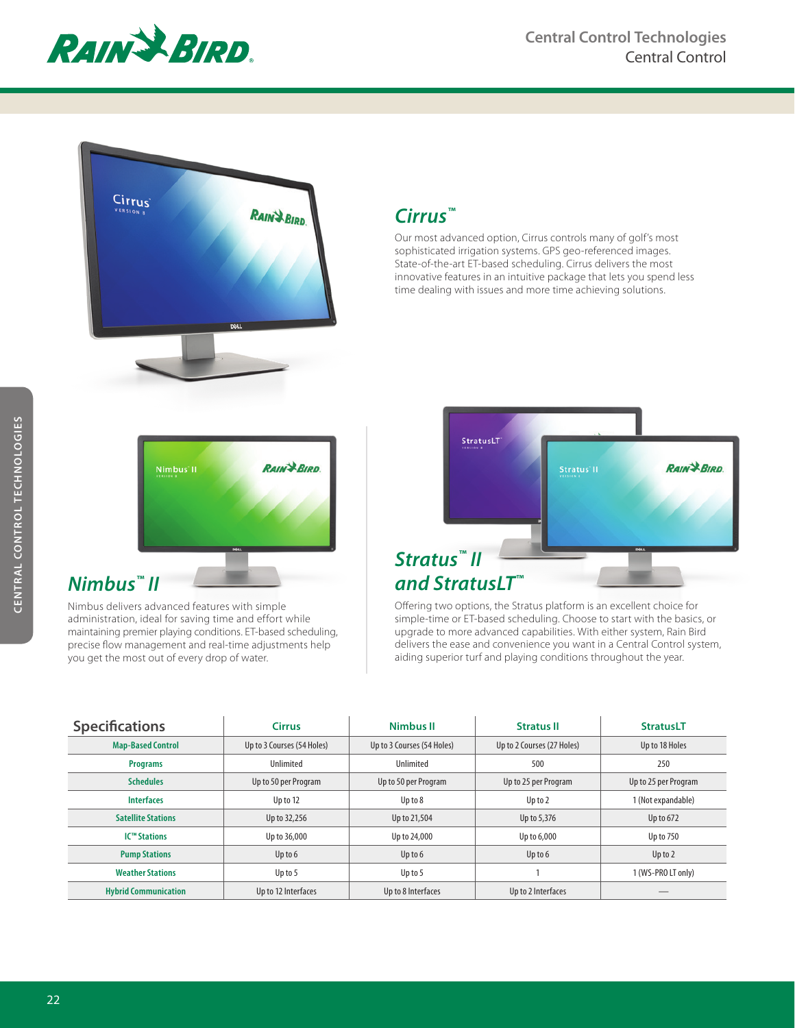# Cirrus™

Our most advanced option, Cirrus controls many of golf's most sophisticated irrigation systems. GPS geo-referenced images. State-of-the-art ET-based scheduling. Cirrus delivers the most innovative features in an intuitive package that lets you spend less time dealing with issues and more time achieving solutions.

# Nimbus™ II

Nimbus delivers advanced features with simple administration, ideal for saving time and effort while maintaining premier playing conditions. ET-based scheduling, precise flow management and real-time adjustments help you get the most out of every drop of water.

# Stratus™ II and StratusLT™

Offering two options, the Stratus platform is an excellent choice for simple-time or ET-based scheduling. Choose to start with the basics, or upgrade to more advanced capabilities. With either system, Rain Bird delivers the ease and convenience you want in a Central Control system, aiding superior turf and playing conditions throughout the year.

| Specifications | Cirrus | Nimbus II | Stratus II | StratusLT |
|---|---|---|---|---|
| Map-Based Control | Up to 3 Courses (54 Holes) | Up to 3 Courses (54 Holes) | Up to 2 Courses (27 Holes) | Up to 18 Holes |
| Programs | Unlimited | Unlimited | 500 | 250 |
| Schedules | Up to 50 per Program | Up to 50 per Program | Up to 25 per Program | Up to 25 per Program |
| Interfaces | Up to 12 | Up to 8 | Up to 2 | 1 (Not expandable) |
| Satellite Stations | Up to 32,256 | Up to 21,504 | Up to 5,376 | Up to 672 |
| IC™ Stations | Up to 36,000 | Up to 24,000 | Up to 6,000 | Up to 750 |
| Pump Stations | Up to 6 | Up to 6 | Up to 6 | Up to 2 |
| Weather Stations | Up to 5 | Up to 5 | 1 | 1 (WS-PRO LT only) |
| Hybrid Communication | Up to 12 Interfaces | Up to 8 Interfaces | Up to 2 Interfaces | — |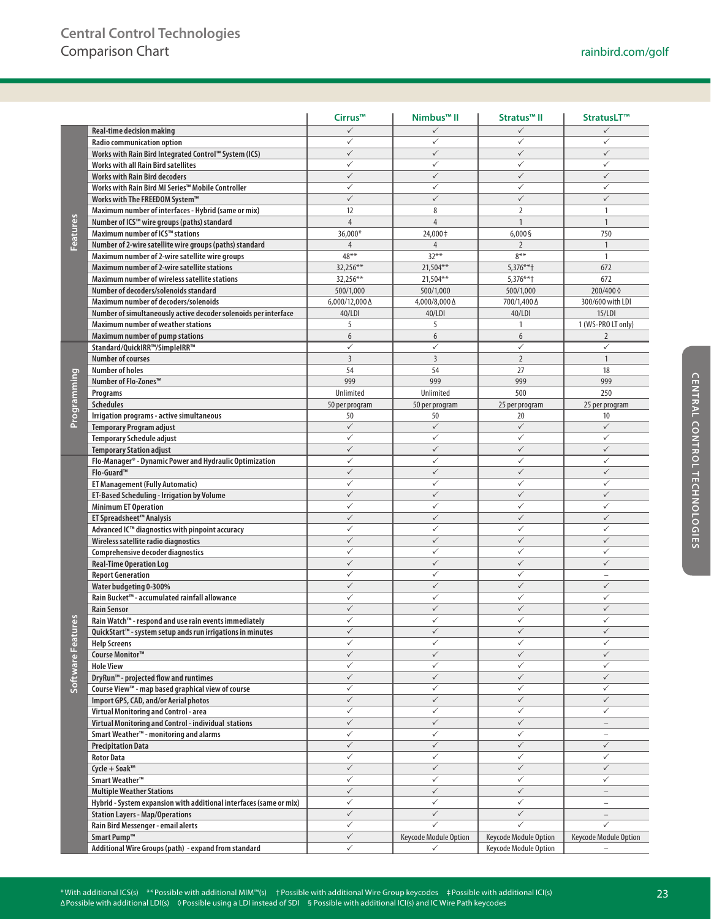# Central Control Technologies
## Comparison Chart

rainbird.com/golf

| | | Cirrus™ | Nimbus™ II | Stratus™ II | StratusLT™ |
|---|---|---|---|---|---|
| Features | Real-time decision making | ✓ | ✓ | ✓ | ✓ |
| | Radio communication option | ✓ | ✓ | ✓ | ✓ |
| | Works with Rain Bird Integrated Control™ System (ICS) | ✓ | ✓ | ✓ | ✓ |
| | Works with all Rain Bird satellites | ✓ | ✓ | ✓ | ✓ |
| | Works with Rain Bird decoders | ✓ | ✓ | ✓ | ✓ |
| | Works with Rain Bird MI Series™ Mobile Controller | ✓ | ✓ | ✓ | ✓ |
| | Works with The FREEDOM System™ | ✓ | ✓ | ✓ | ✓ |
| | Maximum number of interfaces - Hybrid (same or mix) | 12 | 8 | 2 | 1 |
| | Number of ICS™ wire groups (paths) standard | 4 | 4 | 1 | 1 |
| | Maximum number of ICS™ stations | 36,000* | 24,000‡ | 6,000§ | 750 |
| | Number of 2-wire satellite wire groups (paths) standard | 4 | 4 | 2 | 1 |
| | Maximum number of 2-wire satellite wire groups | 48** | 32** | 8** | 1 |
| | Maximum number of 2-wire satellite stations | 32,256** | 21,504** | 5,376**† | 672 |
| | Maximum number of wireless satellite stations | 32,256** | 21,504** | 5,376**† | 672 |
| | Number of decoders/solenoids standard | 500/1,000 | 500/1,000 | 500/1,000 | 200/400◊ |
| | Maximum number of decoders/solenoids | 6,000/12,000∆ | 4,000/8,000∆ | 700/1,400∆ | 300/600 with LDI |
| | Number of simultaneously active decoder solenoids per interface | 40/LDI | 40/LDI | 40/LDI | 15/LDI |
| | Maximum number of weather stations | 5 | 5 | 1 | 1 (WS-PRO LT only) |
| | Maximum number of pump stations | 6 | 6 | 6 | 2 |
| Programming | Standard/QuickIRR™/SimpleIRR™ | ✓ | ✓ | ✓ | ✓ |
| | Number of courses | 3 | 3 | 2 | 1 |
| | Number of holes | 54 | 54 | 27 | 18 |
| | Number of Flo-Zones™ | 999 | 999 | 999 | 999 |
| | Programs | Unlimited | Unlimited | 500 | 250 |
| | Schedules | 50 per program | 50 per program | 25 per program | 25 per program |
| | Irrigation programs - active simultaneous | 50 | 50 | 20 | 10 |
| | Temporary Program adjust | ✓ | ✓ | ✓ | ✓ |
| | Temporary Schedule adjust | ✓ | ✓ | ✓ | ✓ |
| | Temporary Station adjust | ✓ | ✓ | ✓ | ✓ |
| Software Features | Flo-Manager® - Dynamic Power and Hydraulic Optimization | ✓ | ✓ | ✓ | ✓ |
| | Flo-Guard™ | ✓ | ✓ | ✓ | ✓ |
| | ET Management (Fully Automatic) | ✓ | ✓ | ✓ | ✓ |
| | ET-Based Scheduling - Irrigation by Volume | ✓ | ✓ | ✓ | ✓ |
| | Minimum ET Operation | ✓ | ✓ | ✓ | ✓ |
| | ET Spreadsheet™ Analysis | ✓ | ✓ | ✓ | ✓ |
| | Advanced IC™ diagnostics with pinpoint accuracy | ✓ | ✓ | ✓ | ✓ |
| | Wireless satellite radio diagnostics | ✓ | ✓ | ✓ | ✓ |
| | Comprehensive decoder diagnostics | ✓ | ✓ | ✓ | ✓ |
| | Real-Time Operation Log | ✓ | ✓ | ✓ | ✓ |
| | Report Generation | ✓ | ✓ | ✓ | – |
| | Water budgeting 0-300% | ✓ | ✓ | ✓ | ✓ |
| | Rain Bucket™ - accumulated rainfall allowance | ✓ | ✓ | ✓ | ✓ |
| | Rain Sensor | ✓ | ✓ | ✓ | ✓ |
| | Rain Watch™ - respond and use rain events immediately | ✓ | ✓ | ✓ | ✓ |
| | QuickStart™ - system setup ands run irrigations in minutes | ✓ | ✓ | ✓ | ✓ |
| | Help Screens | ✓ | ✓ | ✓ | ✓ |
| | Course Monitor™ | ✓ | ✓ | ✓ | ✓ |
| | Hole View | ✓ | ✓ | ✓ | ✓ |
| | DryRun™ - projected flow and runtimes | ✓ | ✓ | ✓ | ✓ |
| | Course View™ - map based graphical view of course | ✓ | ✓ | ✓ | ✓ |
| | Import GPS, CAD, and/or Aerial photos | ✓ | ✓ | ✓ | ✓ |
| | Virtual Monitoring and Control - area | ✓ | ✓ | ✓ | ✓ |
| | Virtual Monitoring and Control - individual stations | ✓ | ✓ | ✓ | – |
| | Smart Weather™ - monitoring and alarms | ✓ | ✓ | ✓ | – |
| | Precipitation Data | ✓ | ✓ | ✓ | ✓ |
| | Rotor Data | ✓ | ✓ | ✓ | ✓ |
| | Cycle + Soak™ | ✓ | ✓ | ✓ | ✓ |
| | Smart Weather™ | ✓ | ✓ | ✓ | ✓ |
| | Multiple Weather Stations | ✓ | ✓ | ✓ | – |
| | Hybrid - System expansion with additional interfaces (same or mix) | ✓ | ✓ | ✓ | – |
| | Station Layers - Map/Operations | ✓ | ✓ | ✓ | – |
| | Rain Bird Messenger - email alerts | ✓ | ✓ | ✓ | ✓ |
| | Smart Pump™ | ✓ | Keycode Module Option | Keycode Module Option | Keycode Module Option |
| | Additional Wire Groups (path) - expand from standard | ✓ | ✓ | Keycode Module Option | – |

CENTRAL CONTROL TECHNOLOGIES

*With additional ICS(s) **Possible with additional MIM™(s) †Possible with additional Wire Group keycodes ‡Possible with additional ICI(s)
∆Possible with additional LDI(s) ◊Possible using a LDI instead of SDI §Possible with additional ICI(s) and IC Wire Path keycodes